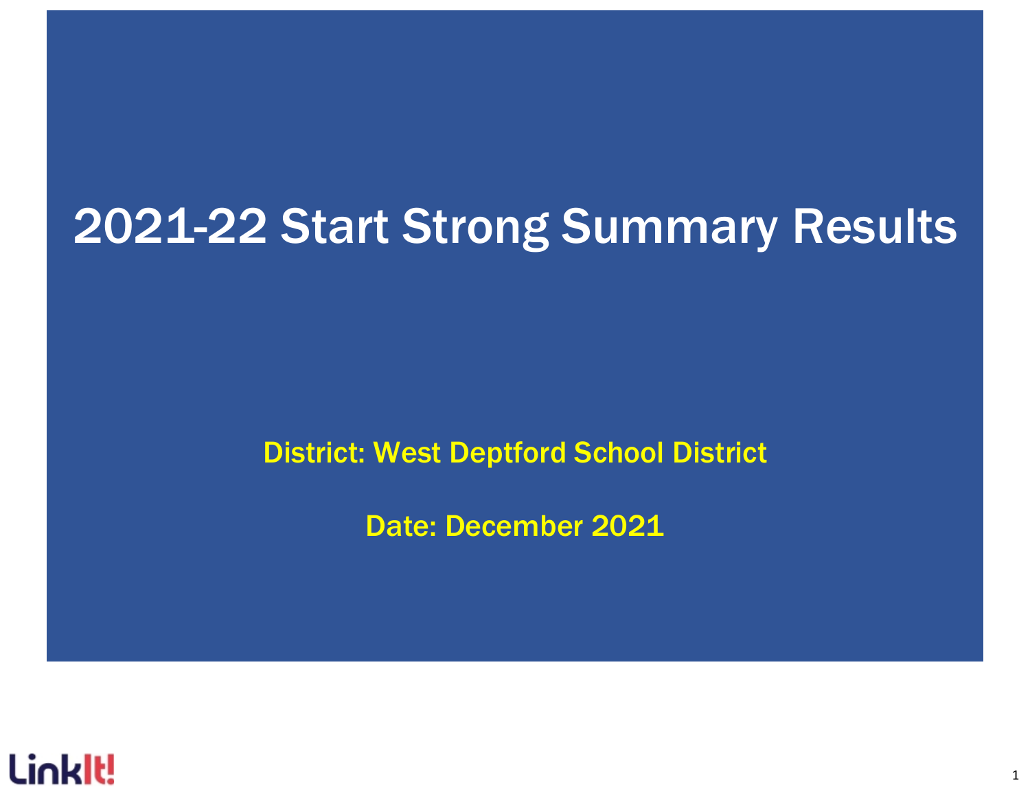# 2021-22 Start Strong Summary Results

District: West Deptford School District

Date: December 2021

LinkIt!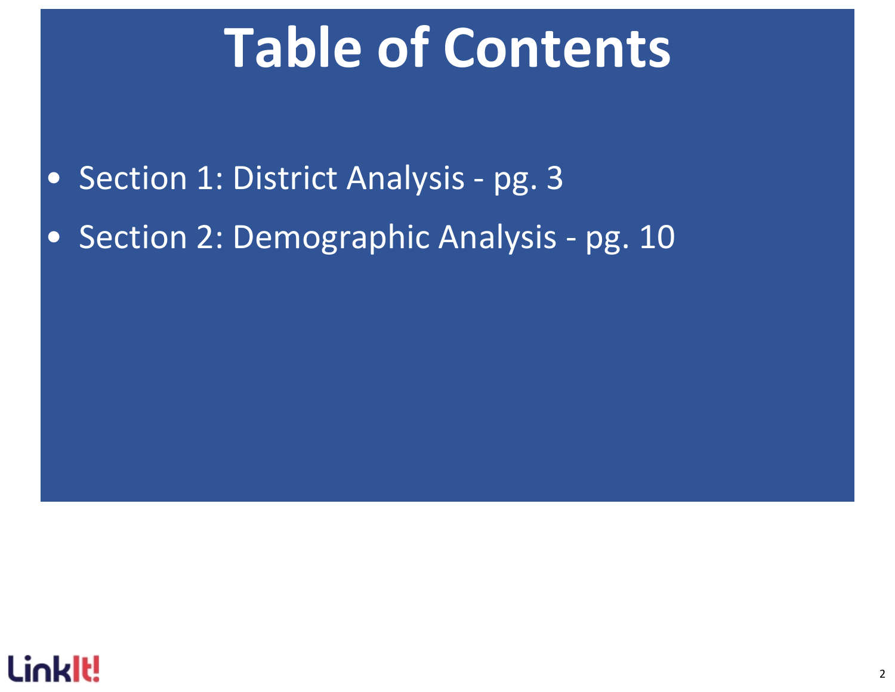# Table of Contents

- Section 1: District Analysis - pg. 3
- Section 2: Demographic Analysis - pg. 10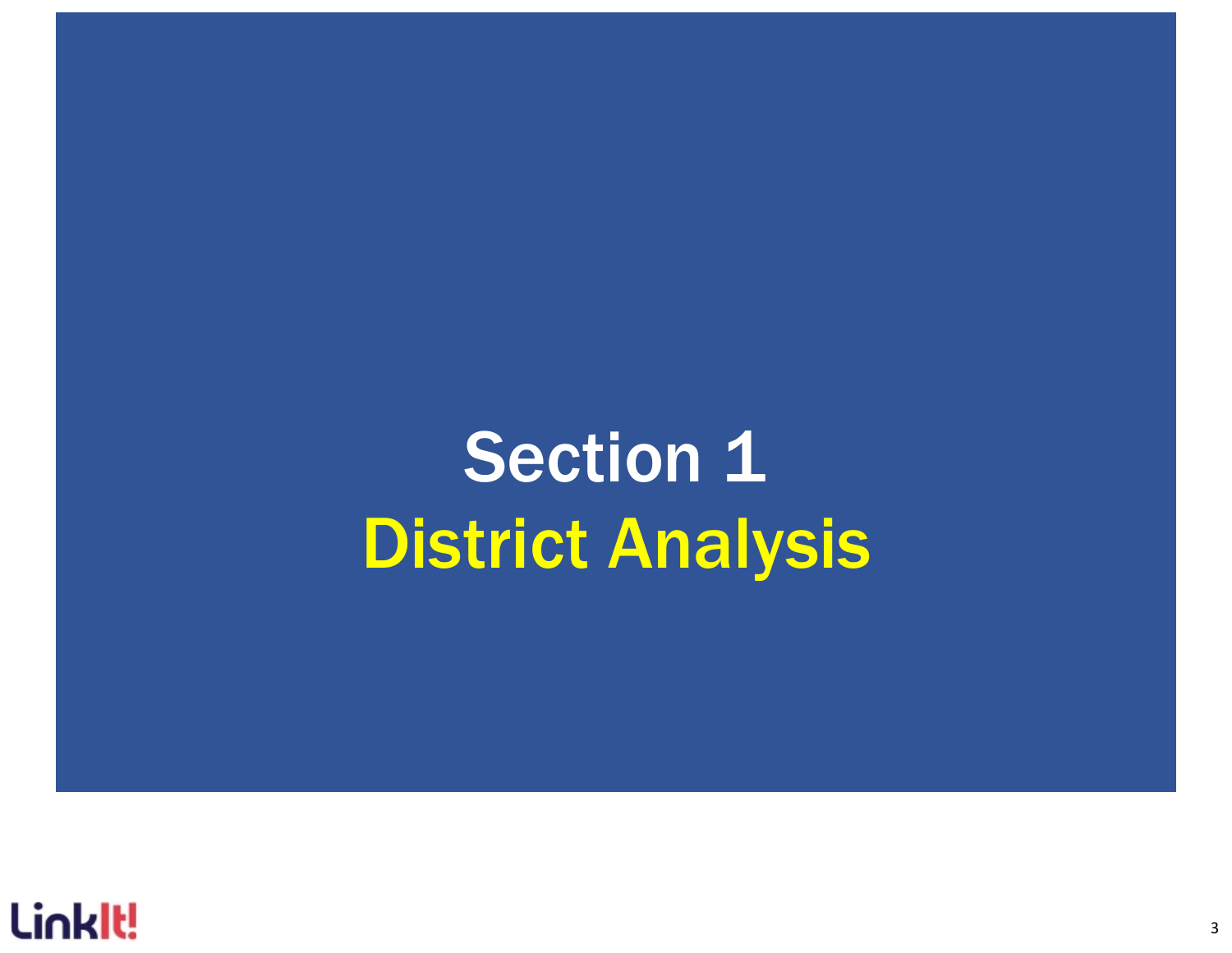# Section 1
## District Analysis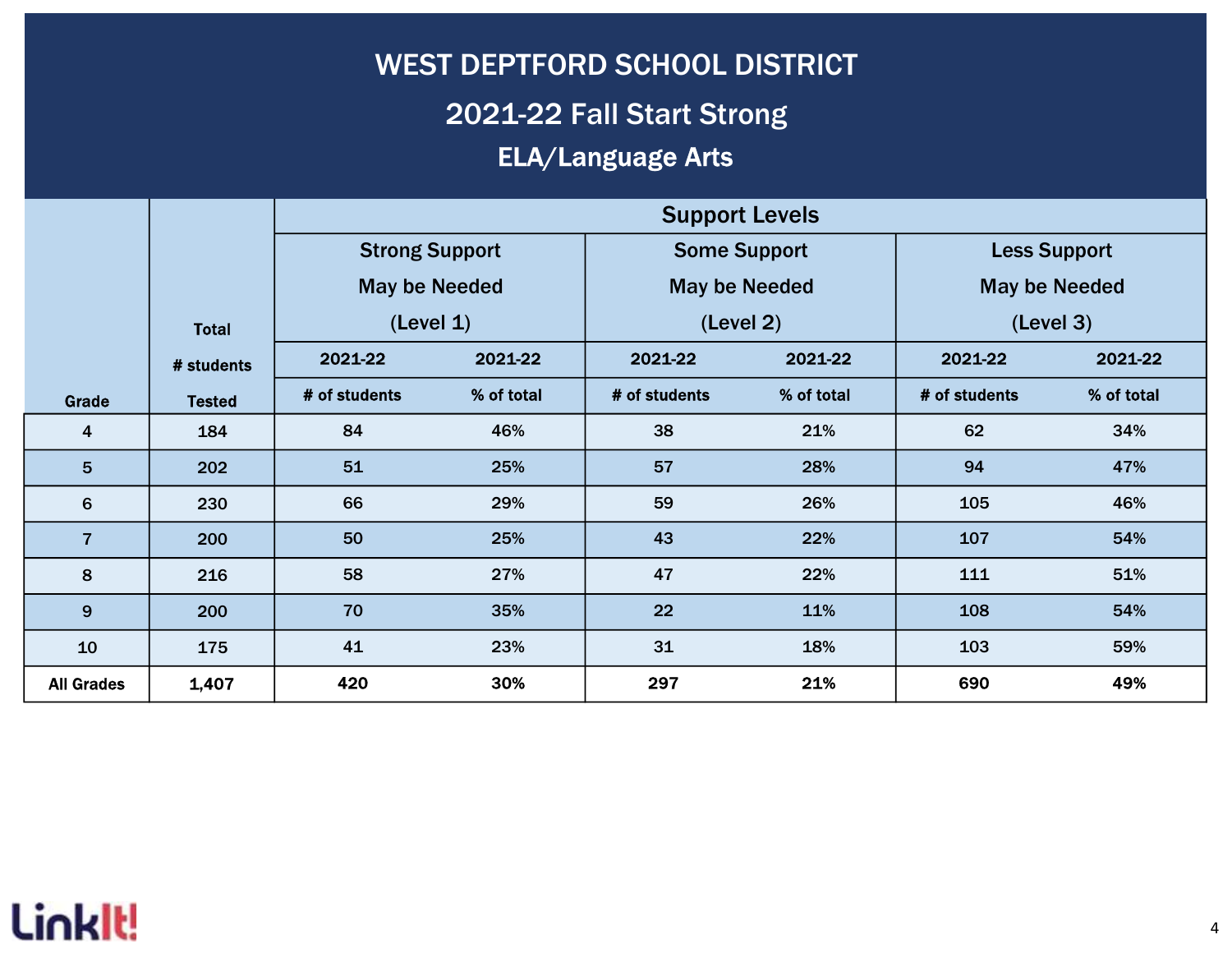# WEST DEPTFORD SCHOOL DISTRICT

## 2021-22 Fall Start Strong

### ELA/Language Arts

| Grade | Total # students Tested | Support Levels | | | | | |
|---|---|---|---|---|---|---|---|
| | | Strong Support May be Needed (Level 1) | | Some Support May be Needed (Level 2) | | Less Support May be Needed (Level 3) | |
| | | 2021-22 # of students | 2021-22 % of total | 2021-22 # of students | 2021-22 % of total | 2021-22 # of students | 2021-22 % of total |
| 4 | 184 | 84 | 46% | 38 | 21% | 62 | 34% |
| 5 | 202 | 51 | 25% | 57 | 28% | 94 | 47% |
| 6 | 230 | 66 | 29% | 59 | 26% | 105 | 46% |
| 7 | 200 | 50 | 25% | 43 | 22% | 107 | 54% |
| 8 | 216 | 58 | 27% | 47 | 22% | 111 | 51% |
| 9 | 200 | 70 | 35% | 22 | 11% | 108 | 54% |
| 10 | 175 | 41 | 23% | 31 | 18% | 103 | 59% |
| **All Grades** | **1,407** | **420** | **30%** | **297** | **21%** | **690** | **49%** |

LinkIt!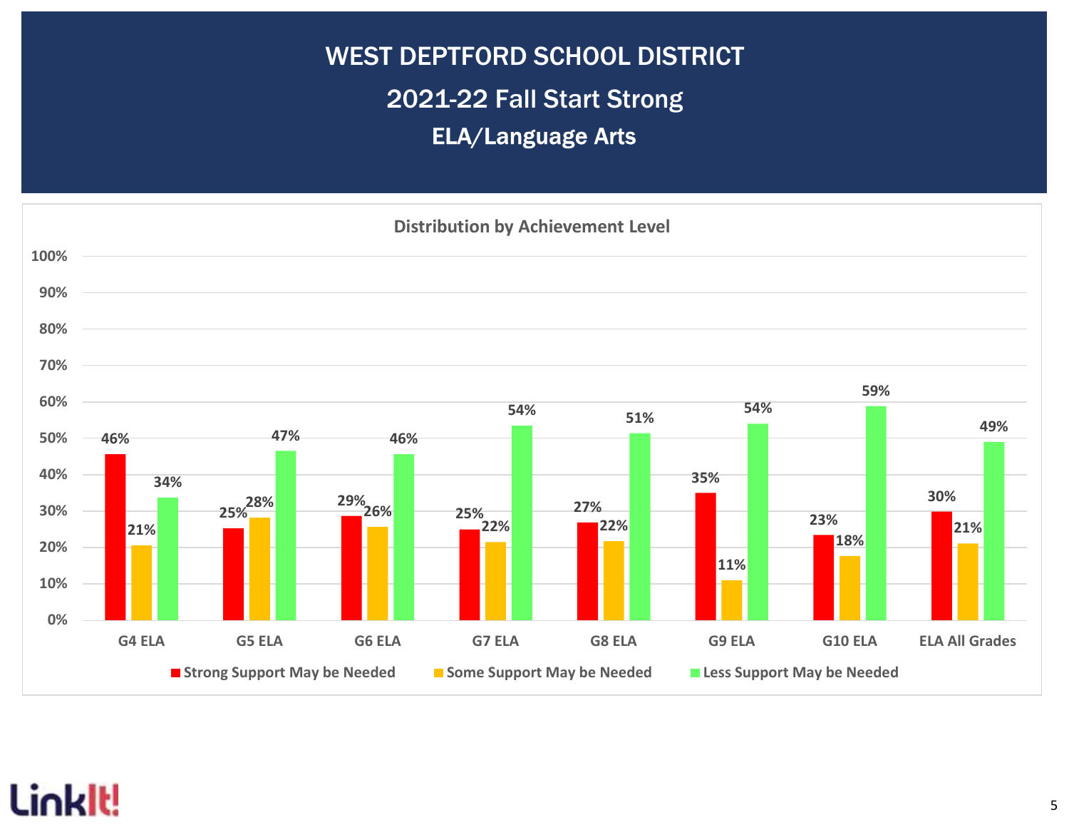# WEST DEPTFORD SCHOOL DISTRICT

## 2021-22 Fall Start Strong

### ELA/Language Arts

**Distribution by Achievement Level**

| | Strong Support May be Needed | Some Support May be Needed | Less Support May be Needed |
|---|---|---|---|
| G4 ELA | 46% | 21% | 34% |
| G5 ELA | 25% | 28% | 47% |
| G6 ELA | 29% | 26% | 46% |
| G7 ELA | 25% | 22% | 54% |
| G8 ELA | 27% | 22% | 51% |
| G9 ELA | 35% | 11% | 54% |
| G10 ELA | 23% | 18% | 59% |
| ELA All Grades | 30% | 21% | 49% |

LinkIt!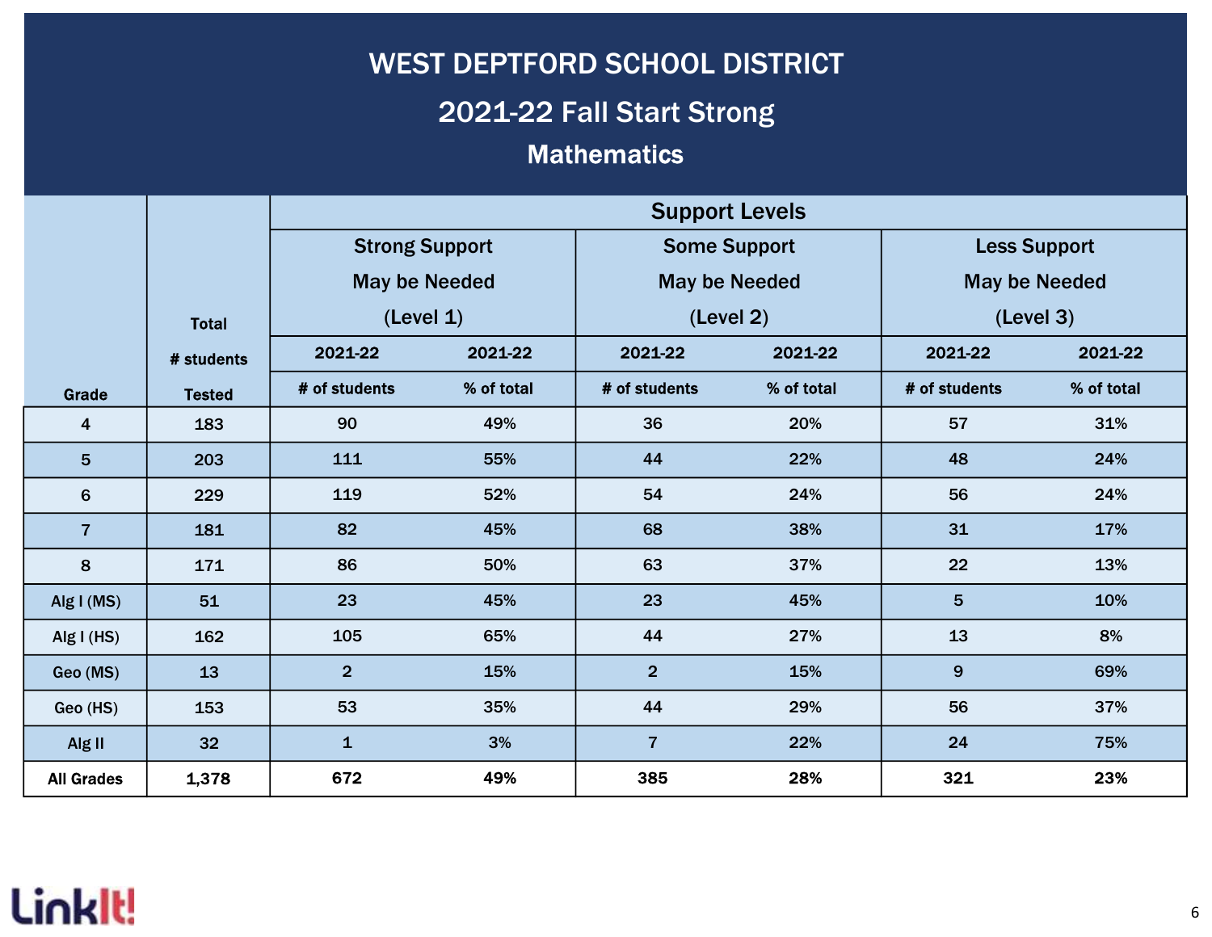# WEST DEPTFORD SCHOOL DISTRICT

## 2021-22 Fall Start Strong

### Mathematics

| Grade | Total # students Tested | Support Levels | | | | | |
|---|---|---|---|---|---|---|---|
| | | Strong Support May be Needed (Level 1) | | Some Support May be Needed (Level 2) | | Less Support May be Needed (Level 3) | |
| | | 2021-22 # of students | 2021-22 % of total | 2021-22 # of students | 2021-22 % of total | 2021-22 # of students | 2021-22 % of total |
| 4 | 183 | 90 | 49% | 36 | 20% | 57 | 31% |
| 5 | 203 | 111 | 55% | 44 | 22% | 48 | 24% |
| 6 | 229 | 119 | 52% | 54 | 24% | 56 | 24% |
| 7 | 181 | 82 | 45% | 68 | 38% | 31 | 17% |
| 8 | 171 | 86 | 50% | 63 | 37% | 22 | 13% |
| Alg I (MS) | 51 | 23 | 45% | 23 | 45% | 5 | 10% |
| Alg I (HS) | 162 | 105 | 65% | 44 | 27% | 13 | 8% |
| Geo (MS) | 13 | 2 | 15% | 2 | 15% | 9 | 69% |
| Geo (HS) | 153 | 53 | 35% | 44 | 29% | 56 | 37% |
| Alg II | 32 | 1 | 3% | 7 | 22% | 24 | 75% |
| **All Grades** | **1,378** | **672** | **49%** | **385** | **28%** | **321** | **23%** |

LinkIt!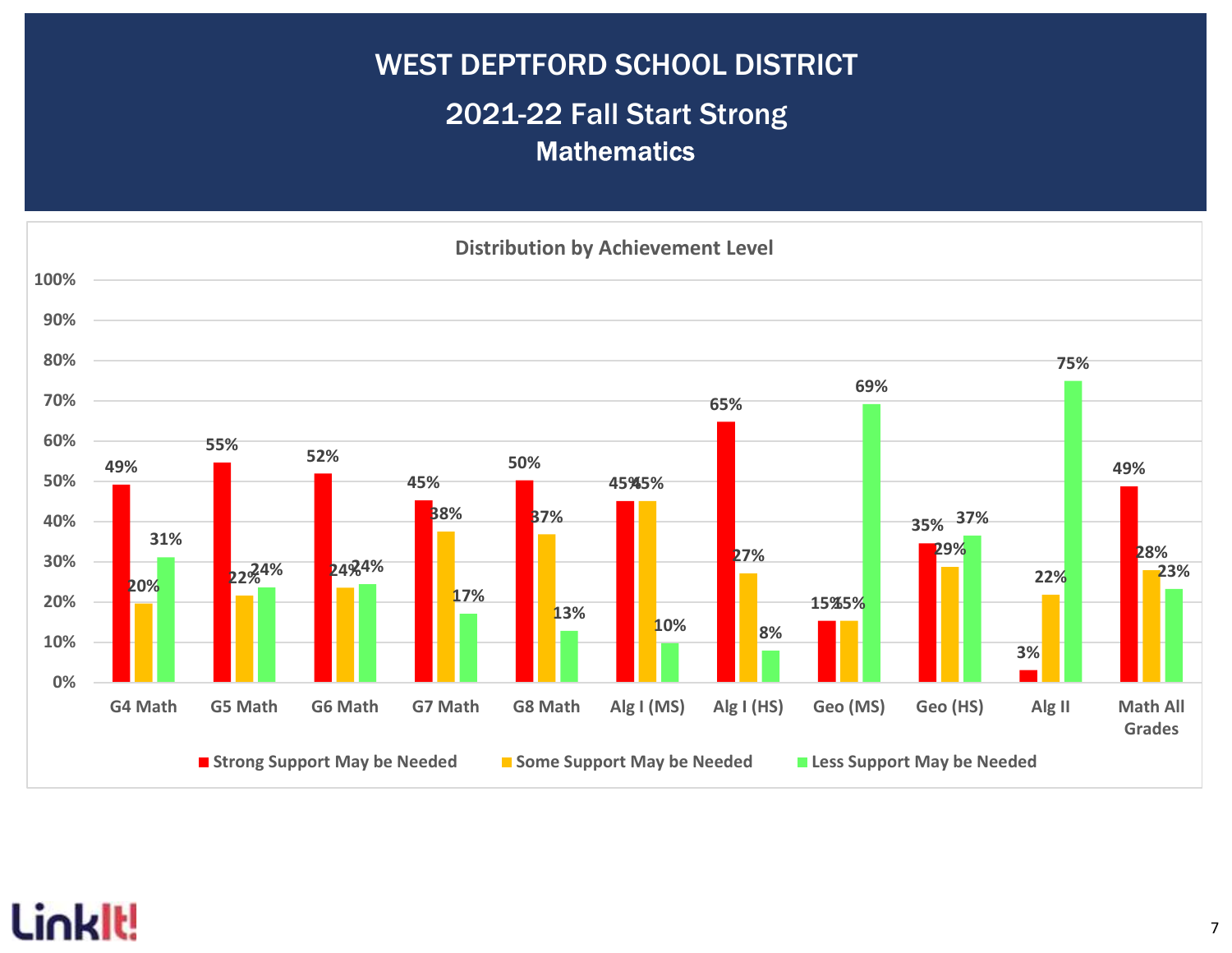# WEST DEPTFORD SCHOOL DISTRICT

## 2021-22 Fall Start Strong

### Mathematics

**Distribution by Achievement Level**

| | Strong Support May be Needed | Some Support May be Needed | Less Support May be Needed |
|---|---|---|---|
| G4 Math | 49% | 20% | 31% |
| G5 Math | 55% | 22% | 24% |
| G6 Math | 52% | 24% | 24% |
| G7 Math | 45% | 38% | 17% |
| G8 Math | 50% | 37% | 13% |
| Alg I (MS) | 45% | 45% | 10% |
| Alg I (HS) | 65% | 27% | 8% |
| Geo (MS) | 15% | 15% | 69% |
| Geo (HS) | 35% | 29% | 37% |
| Alg II | 3% | 22% | 75% |
| Math All Grades | 49% | 28% | 23% |

LinkIt!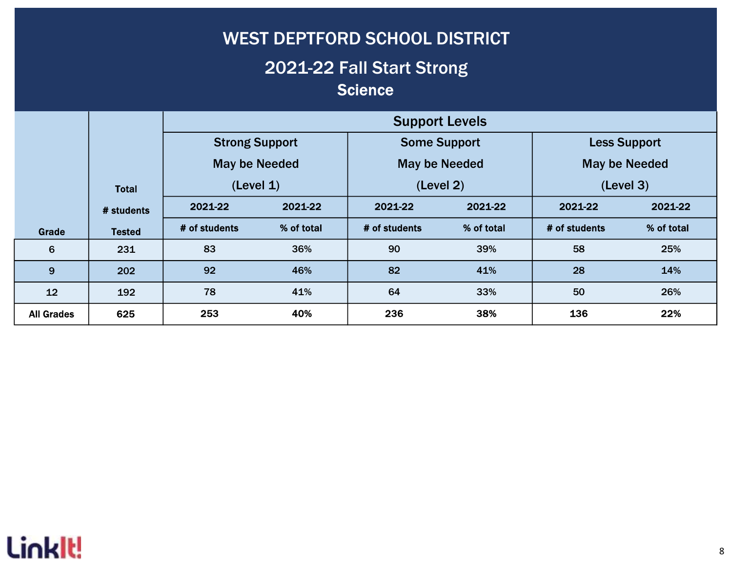# WEST DEPTFORD SCHOOL DISTRICT

## 2021-22 Fall Start Strong

### Science

| Grade | Total # students Tested | Support Levels | | | | | |
|---|---|---|---|---|---|---|---|
| | | Strong Support May be Needed (Level 1) | | Some Support May be Needed (Level 2) | | Less Support May be Needed (Level 3) | |
| | | 2021-22 | 2021-22 | 2021-22 | 2021-22 | 2021-22 | 2021-22 |
| | | # of students | % of total | # of students | % of total | # of students | % of total |
| 6 | 231 | 83 | 36% | 90 | 39% | 58 | 25% |
| 9 | 202 | 92 | 46% | 82 | 41% | 28 | 14% |
| 12 | 192 | 78 | 41% | 64 | 33% | 50 | 26% |
| **All Grades** | **625** | **253** | **40%** | **236** | **38%** | **136** | **22%** |

LinkIt!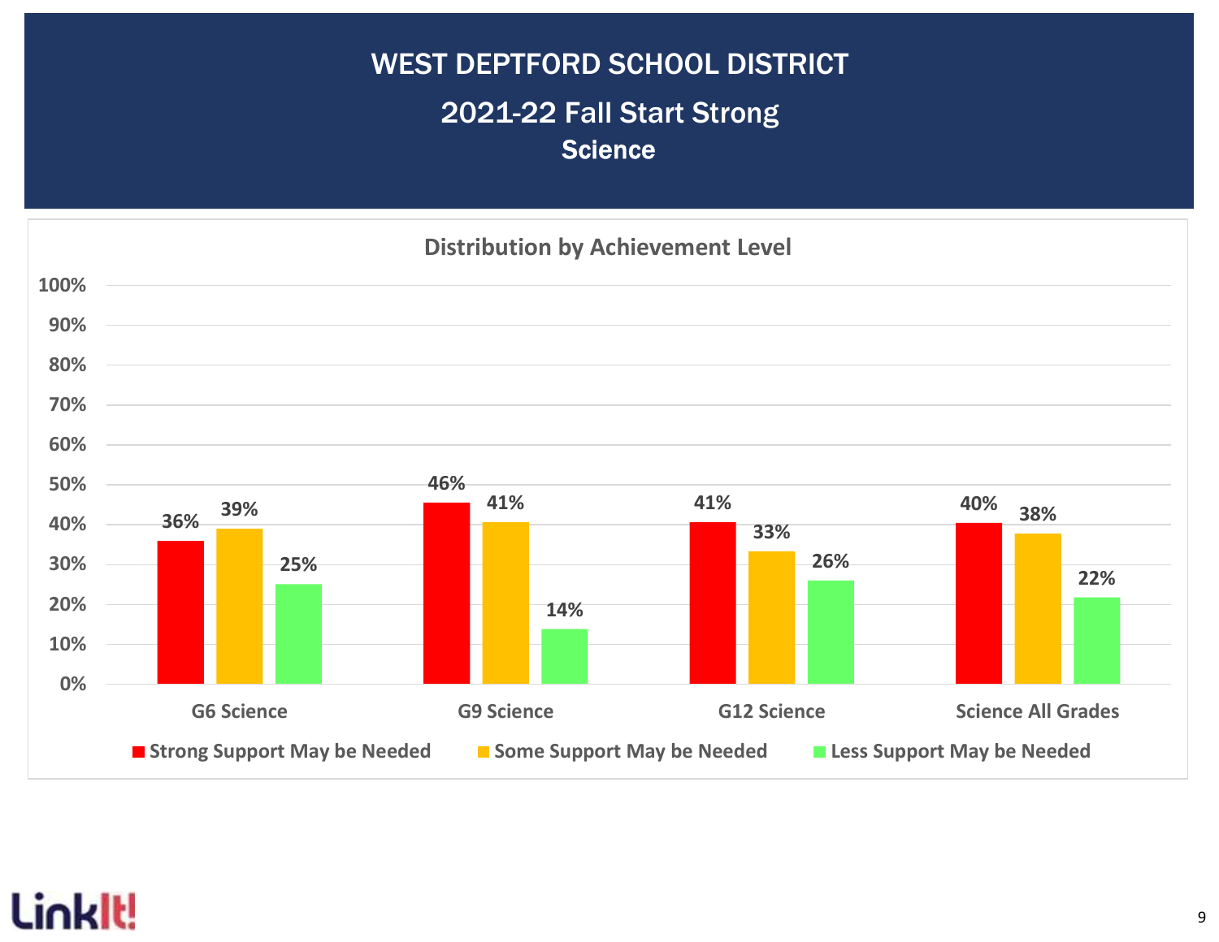# WEST DEPTFORD SCHOOL DISTRICT

## 2021-22 Fall Start Strong

### Science

**Distribution by Achievement Level**

| | Strong Support May be Needed | Some Support May be Needed | Less Support May be Needed |
|---|---|---|---|
| G6 Science | 36% | 39% | 25% |
| G9 Science | 46% | 41% | 14% |
| G12 Science | 41% | 33% | 26% |
| Science All Grades | 40% | 38% | 22% |

LinkIt!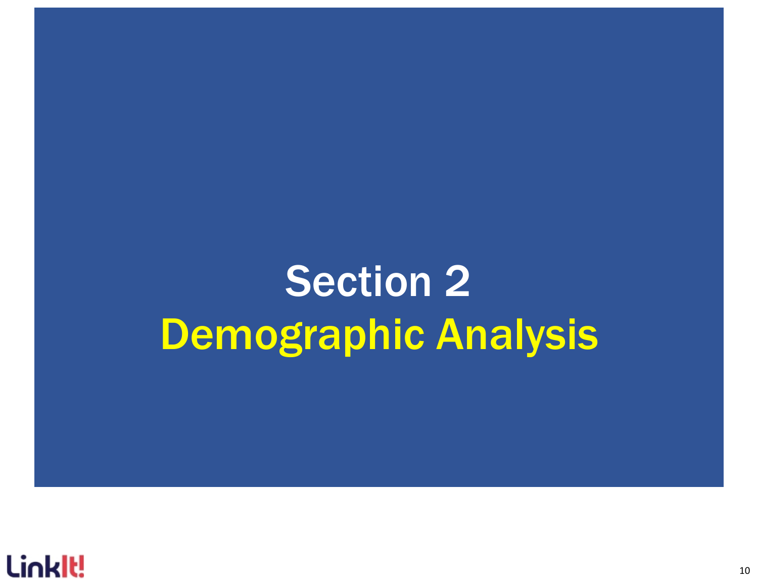# Section 2
# Demographic Analysis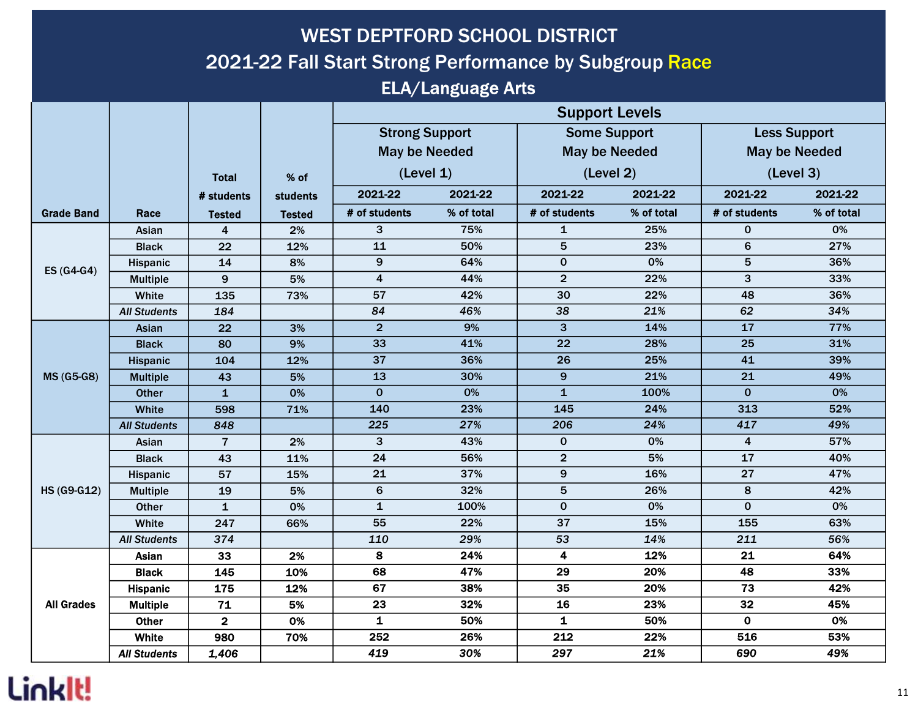# WEST DEPTFORD SCHOOL DISTRICT

## 2021-22 Fall Start Strong Performance by Subgroup Race

### ELA/Language Arts

| Grade Band | Race | Total # students Tested | % of students Tested | Support Levels | | | | | |
|---|---|---|---|---|---|---|---|---|---|
| | | | | Strong Support May be Needed (Level 1) | | Some Support May be Needed (Level 2) | | Less Support May be Needed (Level 3) | |
| | | | | 2021-22 # of students | 2021-22 % of total | 2021-22 # of students | 2021-22 % of total | 2021-22 # of students | 2021-22 % of total |
| ES (G4-G4) | Asian | 4 | 2% | 3 | 75% | 1 | 25% | 0 | 0% |
| | Black | 22 | 12% | 11 | 50% | 5 | 23% | 6 | 27% |
| | Hispanic | 14 | 8% | 9 | 64% | 0 | 0% | 5 | 36% |
| | Multiple | 9 | 5% | 4 | 44% | 2 | 22% | 3 | 33% |
| | White | 135 | 73% | 57 | 42% | 30 | 22% | 48 | 36% |
| | *All Students* | *184* | | *84* | *46%* | *38* | *21%* | *62* | *34%* |
| MS (G5-G8) | Asian | 22 | 3% | 2 | 9% | 3 | 14% | 17 | 77% |
| | Black | 80 | 9% | 33 | 41% | 22 | 28% | 25 | 31% |
| | Hispanic | 104 | 12% | 37 | 36% | 26 | 25% | 41 | 39% |
| | Multiple | 43 | 5% | 13 | 30% | 9 | 21% | 21 | 49% |
| | Other | 1 | 0% | 0 | 0% | 1 | 100% | 0 | 0% |
| | White | 598 | 71% | 140 | 23% | 145 | 24% | 313 | 52% |
| | *All Students* | *848* | | *225* | *27%* | *206* | *24%* | *417* | *49%* |
| HS (G9-G12) | Asian | 7 | 2% | 3 | 43% | 0 | 0% | 4 | 57% |
| | Black | 43 | 11% | 24 | 56% | 2 | 5% | 17 | 40% |
| | Hispanic | 57 | 15% | 21 | 37% | 9 | 16% | 27 | 47% |
| | Multiple | 19 | 5% | 6 | 32% | 5 | 26% | 8 | 42% |
| | Other | 1 | 0% | 1 | 100% | 0 | 0% | 0 | 0% |
| | White | 247 | 66% | 55 | 22% | 37 | 15% | 155 | 63% |
| | *All Students* | *374* | | *110* | *29%* | *53* | *14%* | *211* | *56%* |
| All Grades | Asian | 33 | 2% | 8 | 24% | 4 | 12% | 21 | 64% |
| | Black | 145 | 10% | 68 | 47% | 29 | 20% | 48 | 33% |
| | Hispanic | 175 | 12% | 67 | 38% | 35 | 20% | 73 | 42% |
| | Multiple | 71 | 5% | 23 | 32% | 16 | 23% | 32 | 45% |
| | Other | 2 | 0% | 1 | 50% | 1 | 50% | 0 | 0% |
| | White | 980 | 70% | 252 | 26% | 212 | 22% | 516 | 53% |
| | *All Students* | *1,406* | | *419* | *30%* | *297* | *21%* | *690* | *49%* |

LinkIt!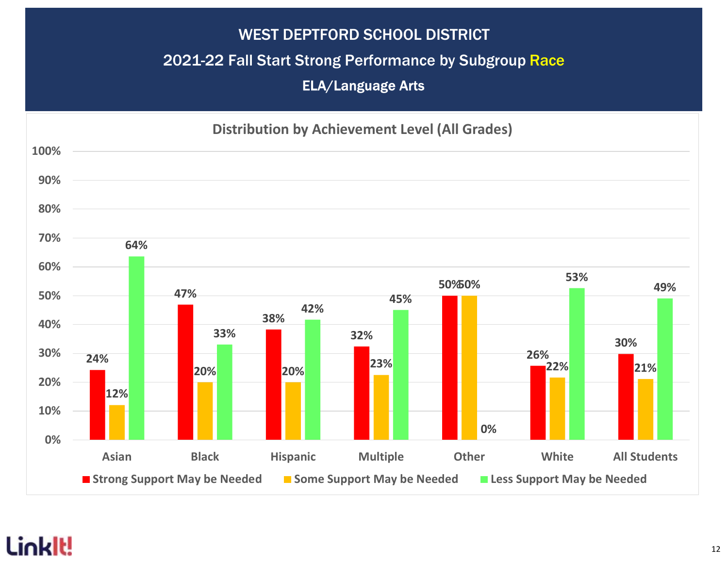# WEST DEPTFORD SCHOOL DISTRICT

## 2021-22 Fall Start Strong Performance by Subgroup Race

### ELA/Language Arts

**Distribution by Achievement Level (All Grades)**

| Subgroup | Strong Support May be Needed | Some Support May be Needed | Less Support May be Needed |
|---|---|---|---|
| Asian | 24% | 12% | 64% |
| Black | 47% | 20% | 33% |
| Hispanic | 38% | 20% | 42% |
| Multiple | 32% | 23% | 45% |
| Other | 50% | 50% | 0% |
| White | 26% | 22% | 53% |
| All Students | 30% | 21% | 49% |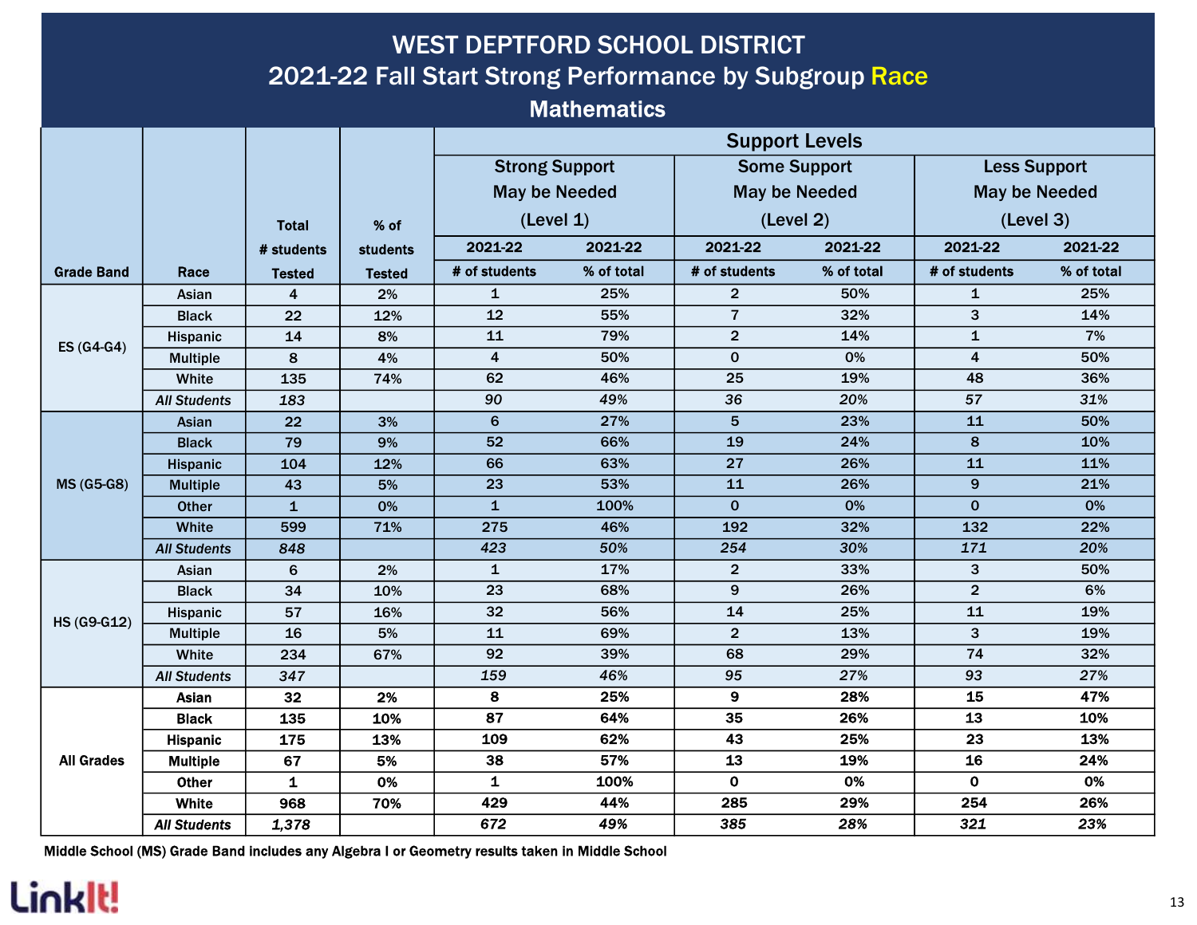# WEST DEPTFORD SCHOOL DISTRICT
## 2021-22 Fall Start Strong Performance by Subgroup Race
### Mathematics

| Grade Band | Race | Total # students Tested | % of students Tested | Strong Support May be Needed (Level 1) | | Some Support May be Needed (Level 2) | | Less Support May be Needed (Level 3) | |
|---|---|---|---|---|---|---|---|---|---|
| | | | | 2021-22 # of students | 2021-22 % of total | 2021-22 # of students | 2021-22 % of total | 2021-22 # of students | 2021-22 % of total |
| ES (G4-G4) | Asian | 4 | 2% | 1 | 25% | 2 | 50% | 1 | 25% |
| | Black | 22 | 12% | 12 | 55% | 7 | 32% | 3 | 14% |
| | Hispanic | 14 | 8% | 11 | 79% | 2 | 14% | 1 | 7% |
| | Multiple | 8 | 4% | 4 | 50% | 0 | 0% | 4 | 50% |
| | White | 135 | 74% | 62 | 46% | 25 | 19% | 48 | 36% |
| | *All Students* | *183* | | *90* | *49%* | *36* | *20%* | *57* | *31%* |
| MS (G5-G8) | Asian | 22 | 3% | 6 | 27% | 5 | 23% | 11 | 50% |
| | Black | 79 | 9% | 52 | 66% | 19 | 24% | 8 | 10% |
| | Hispanic | 104 | 12% | 66 | 63% | 27 | 26% | 11 | 11% |
| | Multiple | 43 | 5% | 23 | 53% | 11 | 26% | 9 | 21% |
| | Other | 1 | 0% | 1 | 100% | 0 | 0% | 0 | 0% |
| | White | 599 | 71% | 275 | 46% | 192 | 32% | 132 | 22% |
| | *All Students* | *848* | | *423* | *50%* | *254* | *30%* | *171* | *20%* |
| HS (G9-G12) | Asian | 6 | 2% | 1 | 17% | 2 | 33% | 3 | 50% |
| | Black | 34 | 10% | 23 | 68% | 9 | 26% | 2 | 6% |
| | Hispanic | 57 | 16% | 32 | 56% | 14 | 25% | 11 | 19% |
| | Multiple | 16 | 5% | 11 | 69% | 2 | 13% | 3 | 19% |
| | White | 234 | 67% | 92 | 39% | 68 | 29% | 74 | 32% |
| | *All Students* | *347* | | *159* | *46%* | *95* | *27%* | *93* | *27%* |
| All Grades | Asian | 32 | 2% | 8 | 25% | 9 | 28% | 15 | 47% |
| | Black | 135 | 10% | 87 | 64% | 35 | 26% | 13 | 10% |
| | Hispanic | 175 | 13% | 109 | 62% | 43 | 25% | 23 | 13% |
| | Multiple | 67 | 5% | 38 | 57% | 13 | 19% | 16 | 24% |
| | Other | 1 | 0% | 1 | 100% | 0 | 0% | 0 | 0% |
| | White | 968 | 70% | 429 | 44% | 285 | 29% | 254 | 26% |
| | *All Students* | *1,378* | | *672* | *49%* | *385* | *28%* | *321* | *23%* |

Middle School (MS) Grade Band includes any Algebra I or Geometry results taken in Middle School

LinkIt!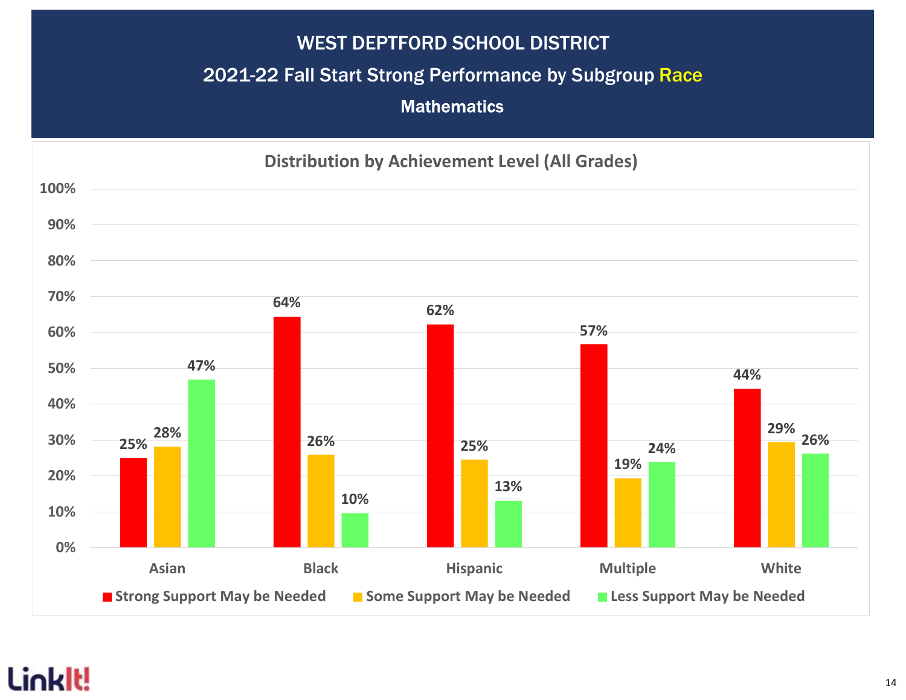# WEST DEPTFORD SCHOOL DISTRICT

## 2021-22 Fall Start Strong Performance by Subgroup Race

### Mathematics

**Distribution by Achievement Level (All Grades)**

| Race | Strong Support May be Needed | Some Support May be Needed | Less Support May be Needed |
|---|---|---|---|
| Asian | 25% | 28% | 47% |
| Black | 64% | 26% | 10% |
| Hispanic | 62% | 25% | 13% |
| Multiple | 57% | 19% | 24% |
| White | 44% | 29% | 26% |

LinkIt!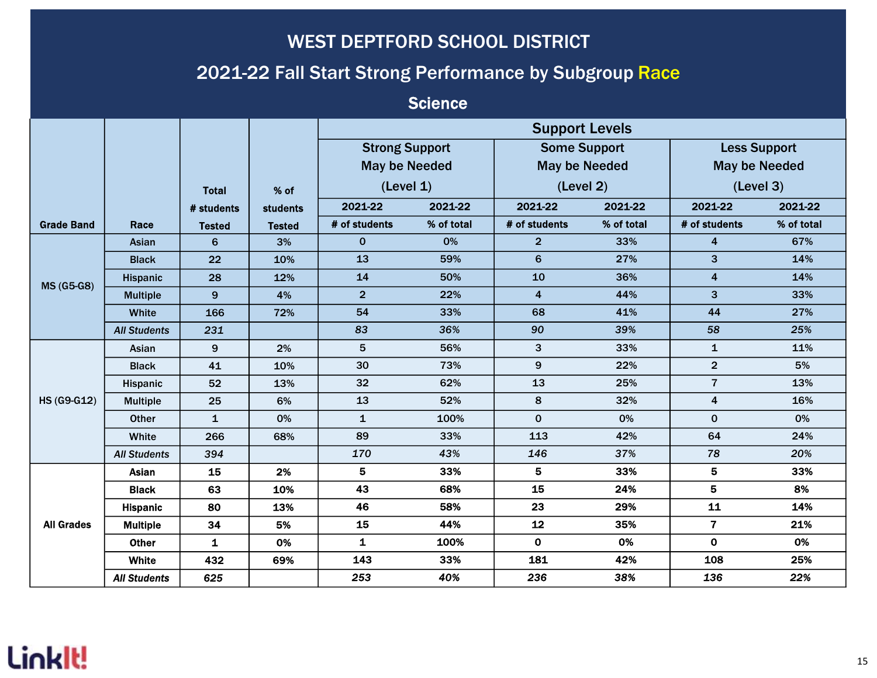# WEST DEPTFORD SCHOOL DISTRICT

## 2021-22 Fall Start Strong Performance by Subgroup Race

### Science

| Grade Band | Race | Total # students Tested | % of students Tested | Support Levels: Strong Support May be Needed (Level 1) | | Some Support May be Needed (Level 2) | | Less Support May be Needed (Level 3) | |
|---|---|---|---|---|---|---|---|---|---|
| | | | | 2021-22 # of students | 2021-22 % of total | 2021-22 # of students | 2021-22 % of total | 2021-22 # of students | 2021-22 % of total |
| MS (G5-G8) | Asian | 6 | 3% | 0 | 0% | 2 | 33% | 4 | 67% |
| | Black | 22 | 10% | 13 | 59% | 6 | 27% | 3 | 14% |
| | Hispanic | 28 | 12% | 14 | 50% | 10 | 36% | 4 | 14% |
| | Multiple | 9 | 4% | 2 | 22% | 4 | 44% | 3 | 33% |
| | White | 166 | 72% | 54 | 33% | 68 | 41% | 44 | 27% |
| | *All Students* | *231* | | *83* | *36%* | *90* | *39%* | *58* | *25%* |
| HS (G9-G12) | Asian | 9 | 2% | 5 | 56% | 3 | 33% | 1 | 11% |
| | Black | 41 | 10% | 30 | 73% | 9 | 22% | 2 | 5% |
| | Hispanic | 52 | 13% | 32 | 62% | 13 | 25% | 7 | 13% |
| | Multiple | 25 | 6% | 13 | 52% | 8 | 32% | 4 | 16% |
| | Other | 1 | 0% | 1 | 100% | 0 | 0% | 0 | 0% |
| | White | 266 | 68% | 89 | 33% | 113 | 42% | 64 | 24% |
| | *All Students* | *394* | | *170* | *43%* | *146* | *37%* | *78* | *20%* |
| All Grades | Asian | 15 | 2% | 5 | 33% | 5 | 33% | 5 | 33% |
| | Black | 63 | 10% | 43 | 68% | 15 | 24% | 5 | 8% |
| | Hispanic | 80 | 13% | 46 | 58% | 23 | 29% | 11 | 14% |
| | Multiple | 34 | 5% | 15 | 44% | 12 | 35% | 7 | 21% |
| | Other | 1 | 0% | 1 | 100% | 0 | 0% | 0 | 0% |
| | White | 432 | 69% | 143 | 33% | 181 | 42% | 108 | 25% |
| | *All Students* | *625* | | *253* | *40%* | *236* | *38%* | *136* | *22%* |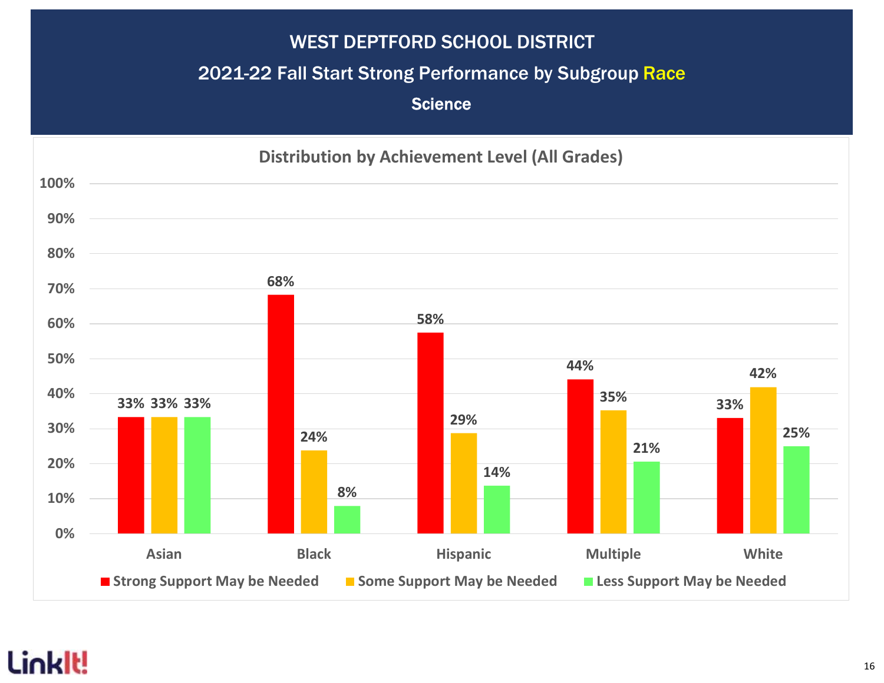# WEST DEPTFORD SCHOOL DISTRICT

## 2021-22 Fall Start Strong Performance by Subgroup Race

### Science

**Distribution by Achievement Level (All Grades)**

| Subgroup | Strong Support May be Needed | Some Support May be Needed | Less Support May be Needed |
|---|---|---|---|
| Asian | 33% | 33% | 33% |
| Black | 68% | 24% | 8% |
| Hispanic | 58% | 29% | 14% |
| Multiple | 44% | 35% | 21% |
| White | 33% | 42% | 25% |

LinkIt!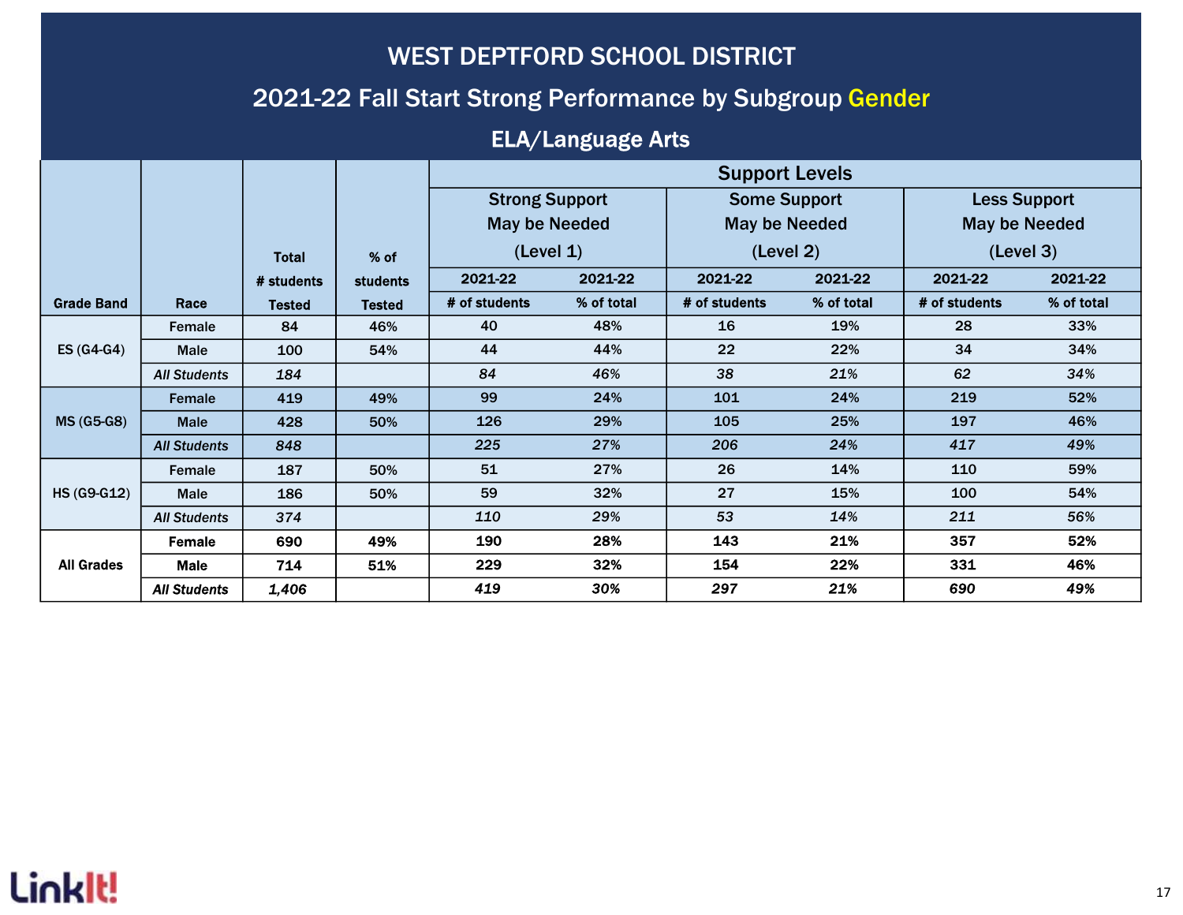# WEST DEPTFORD SCHOOL DISTRICT

## 2021-22 Fall Start Strong Performance by Subgroup Gender

### ELA/Language Arts

| Grade Band | Race | Total # students Tested | % of students Tested | Support Levels | | | | | |
|---|---|---|---|---|---|---|---|---|---|
| | | | | Strong Support May be Needed (Level 1) | | Some Support May be Needed (Level 2) | | Less Support May be Needed (Level 3) | |
| | | | | 2021-22 # of students | 2021-22 % of total | 2021-22 # of students | 2021-22 % of total | 2021-22 # of students | 2021-22 % of total |
| ES (G4-G4) | Female | 84 | 46% | 40 | 48% | 16 | 19% | 28 | 33% |
| | Male | 100 | 54% | 44 | 44% | 22 | 22% | 34 | 34% |
| | *All Students* | *184* | | *84* | *46%* | *38* | *21%* | *62* | *34%* |
| MS (G5-G8) | Female | 419 | 49% | 99 | 24% | 101 | 24% | 219 | 52% |
| | Male | 428 | 50% | 126 | 29% | 105 | 25% | 197 | 46% |
| | *All Students* | *848* | | *225* | *27%* | *206* | *24%* | *417* | *49%* |
| HS (G9-G12) | Female | 187 | 50% | 51 | 27% | 26 | 14% | 110 | 59% |
| | Male | 186 | 50% | 59 | 32% | 27 | 15% | 100 | 54% |
| | *All Students* | *374* | | *110* | *29%* | *53* | *14%* | *211* | *56%* |
| All Grades | Female | 690 | 49% | 190 | 28% | 143 | 21% | 357 | 52% |
| | Male | 714 | 51% | 229 | 32% | 154 | 22% | 331 | 46% |
| | *All Students* | *1,406* | | *419* | *30%* | *297* | *21%* | *690* | *49%* |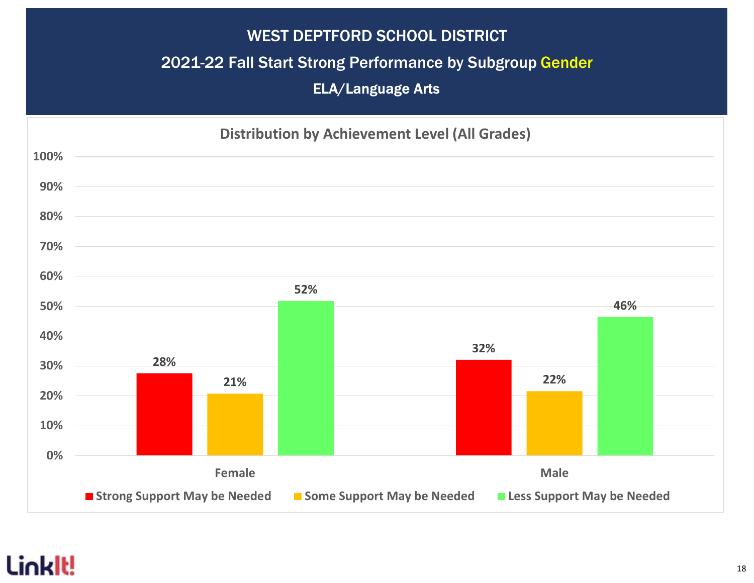# WEST DEPTFORD SCHOOL DISTRICT

## 2021-22 Fall Start Strong Performance by Subgroup Gender

### ELA/Language Arts

**Distribution by Achievement Level (All Grades)**

| | Strong Support May be Needed | Some Support May be Needed | Less Support May be Needed |
|---|---|---|---|
| Female | 28% | 21% | 52% |
| Male | 32% | 22% | 46% |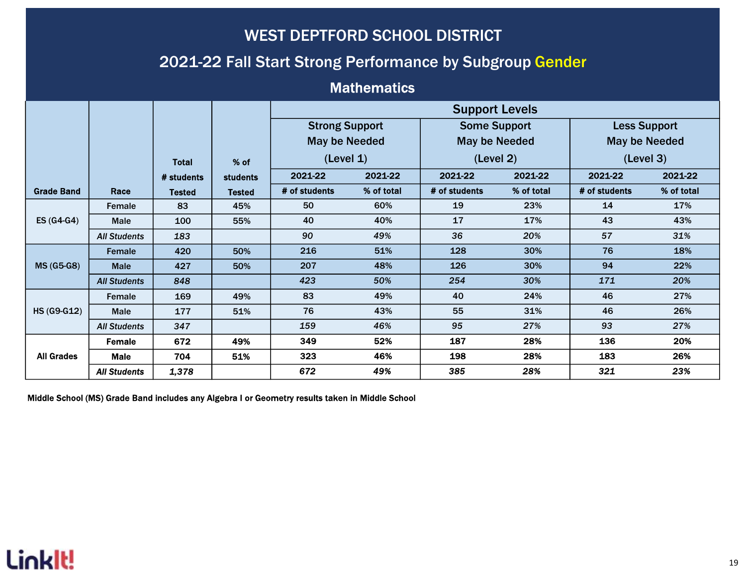# WEST DEPTFORD SCHOOL DISTRICT

## 2021-22 Fall Start Strong Performance by Subgroup Gender

### Mathematics

| Grade Band | Race | Total # students Tested | % of students Tested | Support Levels | | | | | |
|---|---|---|---|---|---|---|---|---|---|
| | | | | Strong Support May be Needed (Level 1) | | Some Support May be Needed (Level 2) | | Less Support May be Needed (Level 3) | |
| | | | | 2021-22 # of students | 2021-22 % of total | 2021-22 # of students | 2021-22 % of total | 2021-22 # of students | 2021-22 % of total |
| ES (G4-G4) | Female | 83 | 45% | 50 | 60% | 19 | 23% | 14 | 17% |
| | Male | 100 | 55% | 40 | 40% | 17 | 17% | 43 | 43% |
| | *All Students* | *183* | | *90* | *49%* | *36* | *20%* | *57* | *31%* |
| MS (G5-G8) | Female | 420 | 50% | 216 | 51% | 128 | 30% | 76 | 18% |
| | Male | 427 | 50% | 207 | 48% | 126 | 30% | 94 | 22% |
| | *All Students* | *848* | | *423* | *50%* | *254* | *30%* | *171* | *20%* |
| HS (G9-G12) | Female | 169 | 49% | 83 | 49% | 40 | 24% | 46 | 27% |
| | Male | 177 | 51% | 76 | 43% | 55 | 31% | 46 | 26% |
| | *All Students* | *347* | | *159* | *46%* | *95* | *27%* | *93* | *27%* |
| All Grades | Female | 672 | 49% | 349 | 52% | 187 | 28% | 136 | 20% |
| | Male | 704 | 51% | 323 | 46% | 198 | 28% | 183 | 26% |
| | *All Students* | *1,378* | | *672* | *49%* | *385* | *28%* | *321* | *23%* |

Middle School (MS) Grade Band includes any Algebra I or Geometry results taken in Middle School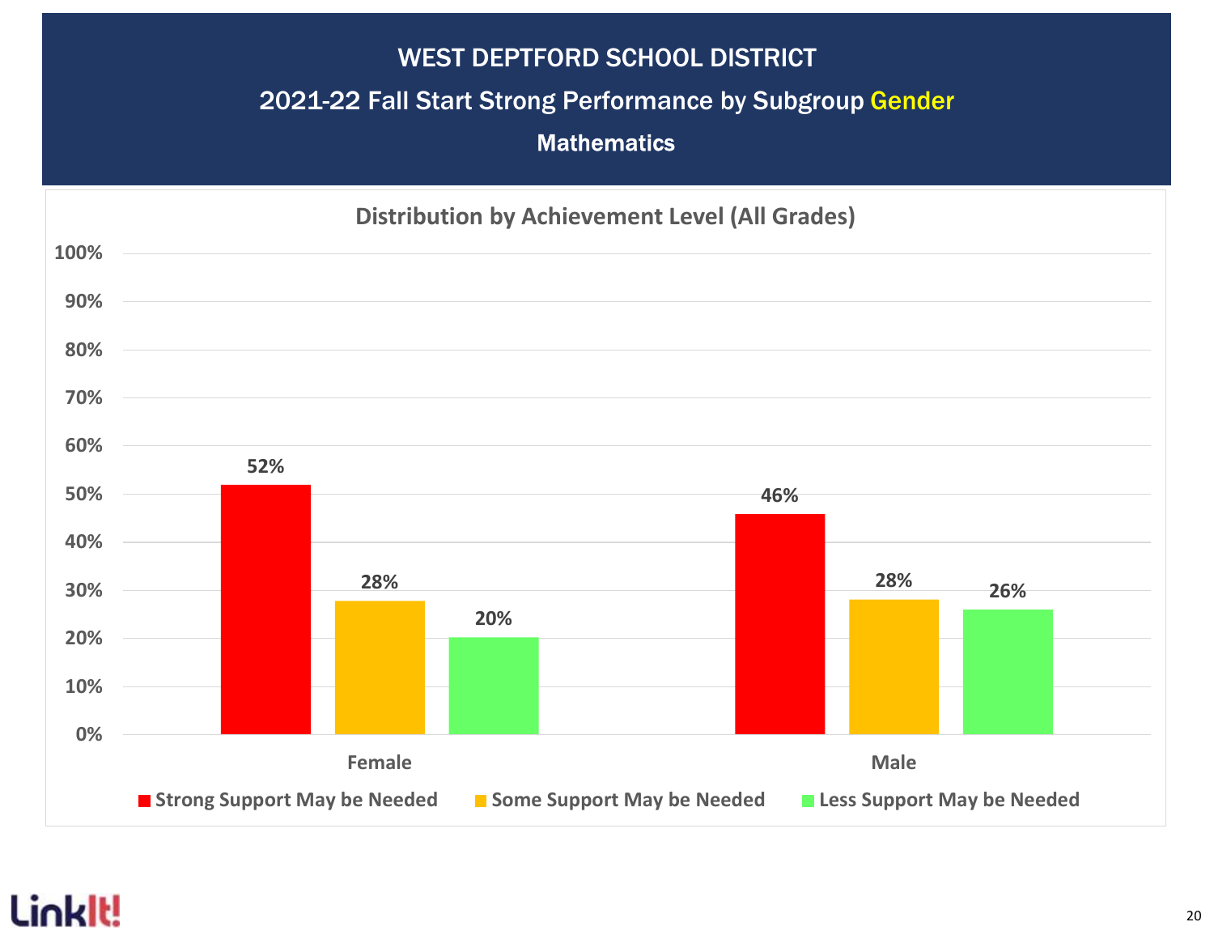# WEST DEPTFORD SCHOOL DISTRICT

## 2021-22 Fall Start Strong Performance by Subgroup Gender

### Mathematics

**Distribution by Achievement Level (All Grades)**

| | Strong Support May be Needed | Some Support May be Needed | Less Support May be Needed |
|---|---|---|---|
| Female | 52% | 28% | 20% |
| Male | 46% | 28% | 26% |

LinkIt!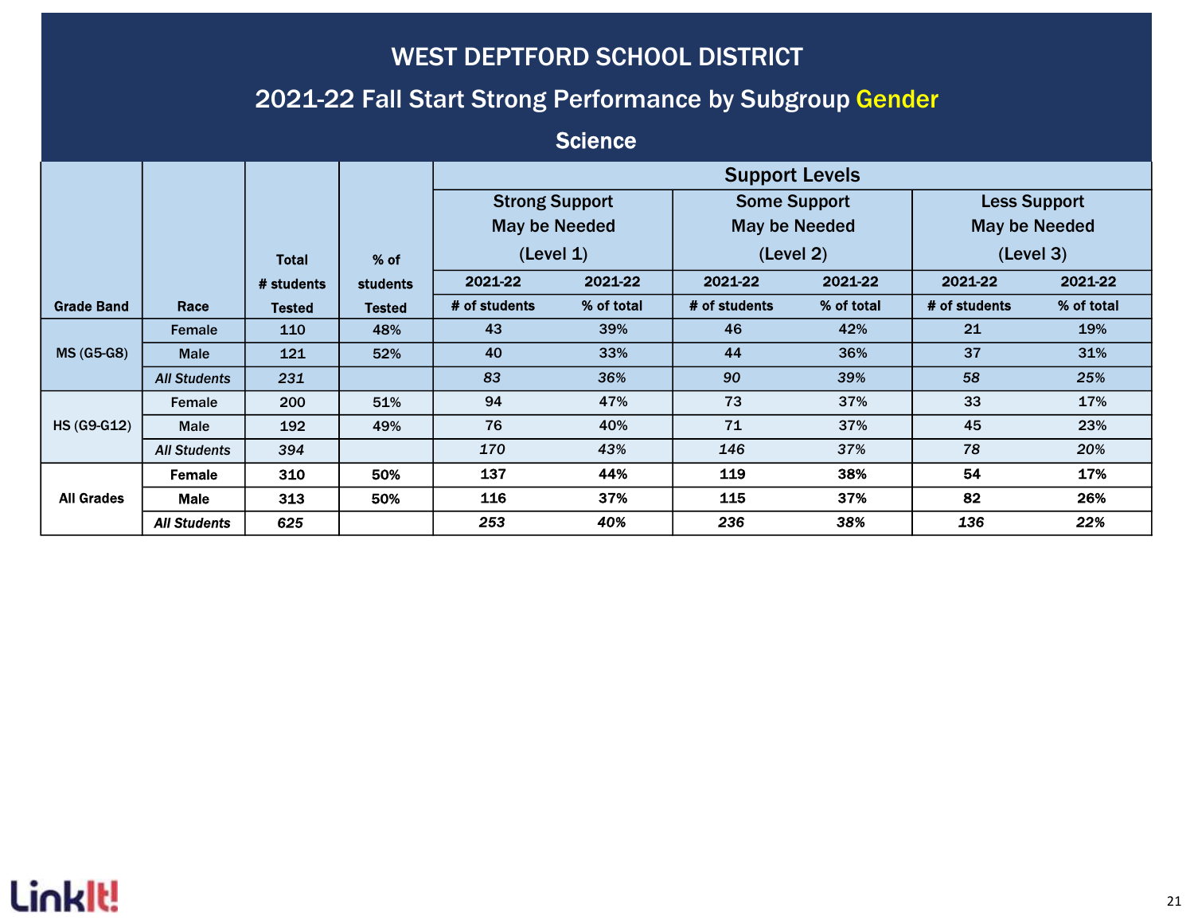# WEST DEPTFORD SCHOOL DISTRICT

## 2021-22 Fall Start Strong Performance by Subgroup Gender

### Science

| Grade Band | Race | Total # students Tested | % of students Tested | Support Levels | | | | | |
|---|---|---|---|---|---|---|---|---|---|
| | | | | Strong Support May be Needed (Level 1) | | Some Support May be Needed (Level 2) | | Less Support May be Needed (Level 3) | |
| | | | | 2021-22 # of students | 2021-22 % of total | 2021-22 # of students | 2021-22 % of total | 2021-22 # of students | 2021-22 % of total |
| MS (G5-G8) | Female | 110 | 48% | 43 | 39% | 46 | 42% | 21 | 19% |
| | Male | 121 | 52% | 40 | 33% | 44 | 36% | 37 | 31% |
| | *All Students* | *231* | | *83* | *36%* | *90* | *39%* | *58* | *25%* |
| HS (G9-G12) | Female | 200 | 51% | 94 | 47% | 73 | 37% | 33 | 17% |
| | Male | 192 | 49% | 76 | 40% | 71 | 37% | 45 | 23% |
| | *All Students* | *394* | | *170* | *43%* | *146* | *37%* | *78* | *20%* |
| All Grades | Female | 310 | 50% | 137 | 44% | 119 | 38% | 54 | 17% |
| | Male | 313 | 50% | 116 | 37% | 115 | 37% | 82 | 26% |
| | *All Students* | *625* | | *253* | *40%* | *236* | *38%* | *136* | *22%* |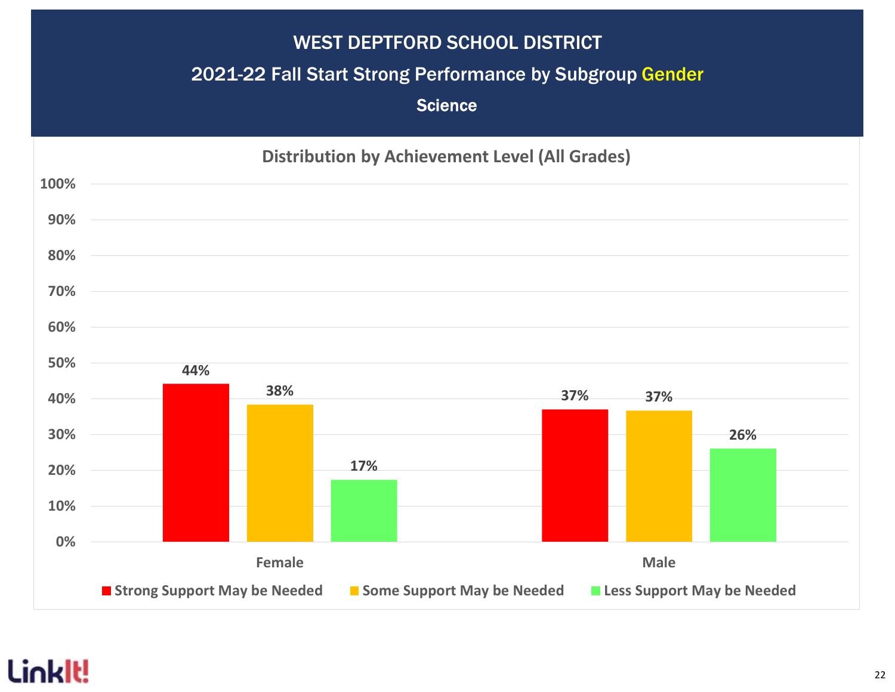# WEST DEPTFORD SCHOOL DISTRICT

## 2021-22 Fall Start Strong Performance by Subgroup Gender

### Science

**Distribution by Achievement Level (All Grades)**

| | Strong Support May be Needed | Some Support May be Needed | Less Support May be Needed |
|---|---|---|---|
| Female | 44% | 38% | 17% |
| Male | 37% | 37% | 26% |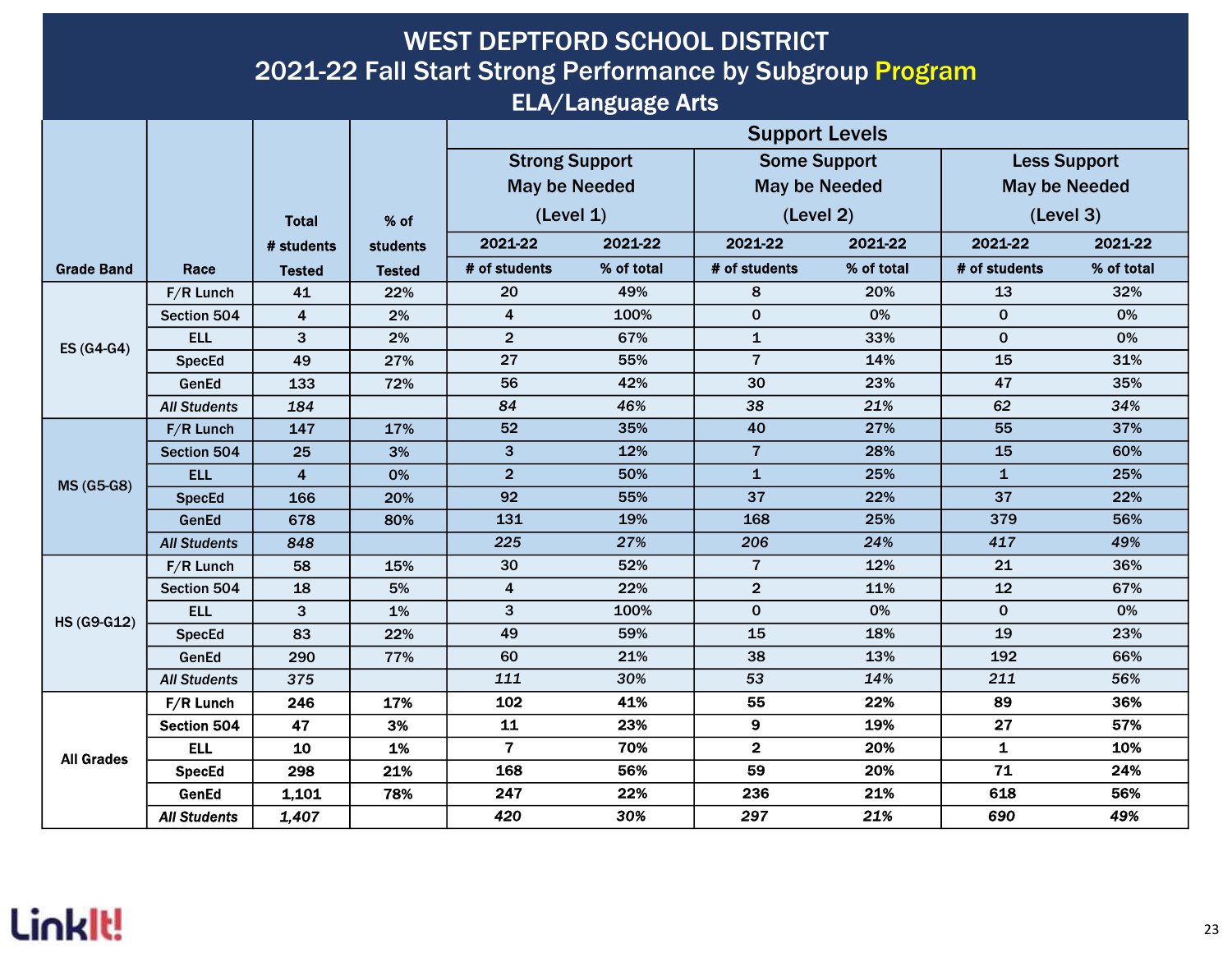# WEST DEPTFORD SCHOOL DISTRICT

## 2021-22 Fall Start Strong Performance by Subgroup Program

### ELA/Language Arts

| | | | | Support Levels | | | | | |
|---|---|---|---|---|---|---|---|---|---|
| | | | | Strong Support May be Needed (Level 1) | | Some Support May be Needed (Level 2) | | Less Support May be Needed (Level 3) | |
| Grade Band | Race | Total # students Tested | % of students Tested | 2021-22 # of students | 2021-22 % of total | 2021-22 # of students | 2021-22 % of total | 2021-22 # of students | 2021-22 % of total |
| ES (G4-G4) | F/R Lunch | 41 | 22% | 20 | 49% | 8 | 20% | 13 | 32% |
| | Section 504 | 4 | 2% | 4 | 100% | 0 | 0% | 0 | 0% |
| | ELL | 3 | 2% | 2 | 67% | 1 | 33% | 0 | 0% |
| | SpecEd | 49 | 27% | 27 | 55% | 7 | 14% | 15 | 31% |
| | GenEd | 133 | 72% | 56 | 42% | 30 | 23% | 47 | 35% |
| | *All Students* | *184* | | *84* | *46%* | *38* | *21%* | *62* | *34%* |
| MS (G5-G8) | F/R Lunch | 147 | 17% | 52 | 35% | 40 | 27% | 55 | 37% |
| | Section 504 | 25 | 3% | 3 | 12% | 7 | 28% | 15 | 60% |
| | ELL | 4 | 0% | 2 | 50% | 1 | 25% | 1 | 25% |
| | SpecEd | 166 | 20% | 92 | 55% | 37 | 22% | 37 | 22% |
| | GenEd | 678 | 80% | 131 | 19% | 168 | 25% | 379 | 56% |
| | *All Students* | *848* | | *225* | *27%* | *206* | *24%* | *417* | *49%* |
| HS (G9-G12) | F/R Lunch | 58 | 15% | 30 | 52% | 7 | 12% | 21 | 36% |
| | Section 504 | 18 | 5% | 4 | 22% | 2 | 11% | 12 | 67% |
| | ELL | 3 | 1% | 3 | 100% | 0 | 0% | 0 | 0% |
| | SpecEd | 83 | 22% | 49 | 59% | 15 | 18% | 19 | 23% |
| | GenEd | 290 | 77% | 60 | 21% | 38 | 13% | 192 | 66% |
| | *All Students* | *375* | | *111* | *30%* | *53* | *14%* | *211* | *56%* |
| All Grades | F/R Lunch | 246 | 17% | 102 | 41% | 55 | 22% | 89 | 36% |
| | Section 504 | 47 | 3% | 11 | 23% | 9 | 19% | 27 | 57% |
| | ELL | 10 | 1% | 7 | 70% | 2 | 20% | 1 | 10% |
| | SpecEd | 298 | 21% | 168 | 56% | 59 | 20% | 71 | 24% |
| | GenEd | 1,101 | 78% | 247 | 22% | 236 | 21% | 618 | 56% |
| | *All Students* | *1,407* | | *420* | *30%* | *297* | *21%* | *690* | *49%* |

LinkIt!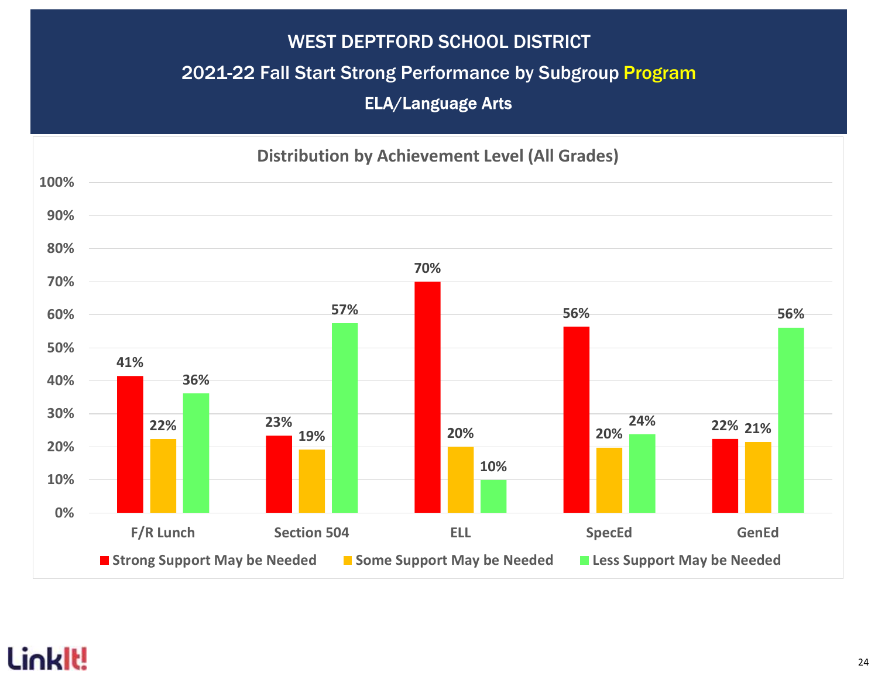# WEST DEPTFORD SCHOOL DISTRICT

## 2021-22 Fall Start Strong Performance by Subgroup Program

### ELA/Language Arts

**Distribution by Achievement Level (All Grades)**

| | Strong Support May be Needed | Some Support May be Needed | Less Support May be Needed |
|---|---|---|---|
| F/R Lunch | 41% | 22% | 36% |
| Section 504 | 23% | 19% | 57% |
| ELL | 70% | 20% | 10% |
| SpecEd | 56% | 20% | 24% |
| GenEd | 22% | 21% | 56% |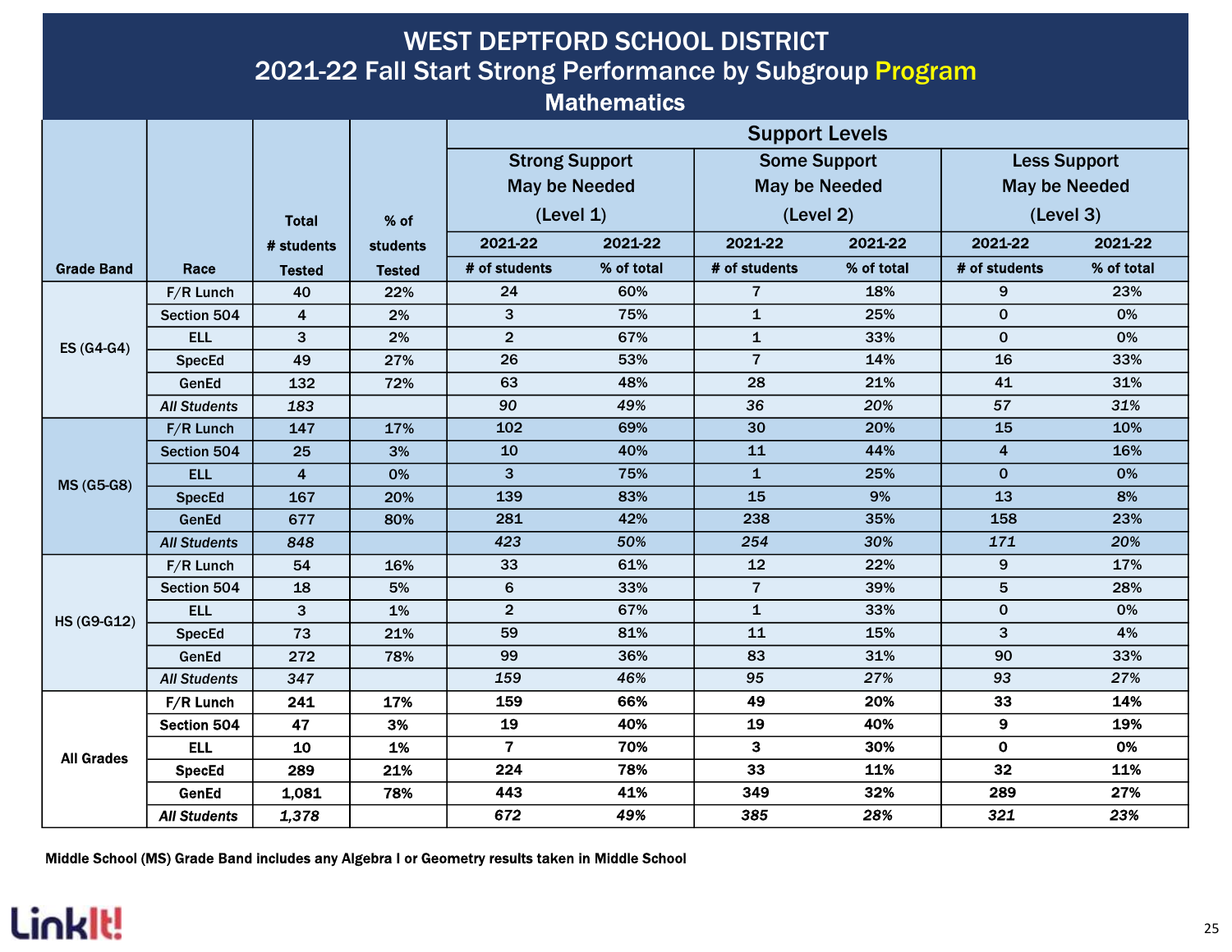# WEST DEPTFORD SCHOOL DISTRICT
## 2021-22 Fall Start Strong Performance by Subgroup Program
### Mathematics

| Grade Band | Race | Total # students Tested | % of students Tested | Support Levels: Strong Support May be Needed (Level 1) 2021-22 # of students | Strong Support May be Needed (Level 1) 2021-22 % of total | Some Support May be Needed (Level 2) 2021-22 # of students | Some Support May be Needed (Level 2) 2021-22 % of total | Less Support May be Needed (Level 3) 2021-22 # of students | Less Support May be Needed (Level 3) 2021-22 % of total |
|---|---|---|---|---|---|---|---|---|---|
| ES (G4-G4) | F/R Lunch | 40 | 22% | 24 | 60% | 7 | 18% | 9 | 23% |
| | Section 504 | 4 | 2% | 3 | 75% | 1 | 25% | 0 | 0% |
| | ELL | 3 | 2% | 2 | 67% | 1 | 33% | 0 | 0% |
| | SpecEd | 49 | 27% | 26 | 53% | 7 | 14% | 16 | 33% |
| | GenEd | 132 | 72% | 63 | 48% | 28 | 21% | 41 | 31% |
| | *All Students* | *183* | | *90* | *49%* | *36* | *20%* | *57* | *31%* |
| MS (G5-G8) | F/R Lunch | 147 | 17% | 102 | 69% | 30 | 20% | 15 | 10% |
| | Section 504 | 25 | 3% | 10 | 40% | 11 | 44% | 4 | 16% |
| | ELL | 4 | 0% | 3 | 75% | 1 | 25% | 0 | 0% |
| | SpecEd | 167 | 20% | 139 | 83% | 15 | 9% | 13 | 8% |
| | GenEd | 677 | 80% | 281 | 42% | 238 | 35% | 158 | 23% |
| | *All Students* | *848* | | *423* | *50%* | *254* | *30%* | *171* | *20%* |
| HS (G9-G12) | F/R Lunch | 54 | 16% | 33 | 61% | 12 | 22% | 9 | 17% |
| | Section 504 | 18 | 5% | 6 | 33% | 7 | 39% | 5 | 28% |
| | ELL | 3 | 1% | 2 | 67% | 1 | 33% | 0 | 0% |
| | SpecEd | 73 | 21% | 59 | 81% | 11 | 15% | 3 | 4% |
| | GenEd | 272 | 78% | 99 | 36% | 83 | 31% | 90 | 33% |
| | *All Students* | *347* | | *159* | *46%* | *95* | *27%* | *93* | *27%* |
| All Grades | F/R Lunch | 241 | 17% | 159 | 66% | 49 | 20% | 33 | 14% |
| | Section 504 | 47 | 3% | 19 | 40% | 19 | 40% | 9 | 19% |
| | ELL | 10 | 1% | 7 | 70% | 3 | 30% | 0 | 0% |
| | SpecEd | 289 | 21% | 224 | 78% | 33 | 11% | 32 | 11% |
| | GenEd | 1,081 | 78% | 443 | 41% | 349 | 32% | 289 | 27% |
| | *All Students* | *1,378* | | *672* | *49%* | *385* | *28%* | *321* | *23%* |

**Middle School (MS) Grade Band includes any Algebra I or Geometry results taken in Middle School**

LinkIt!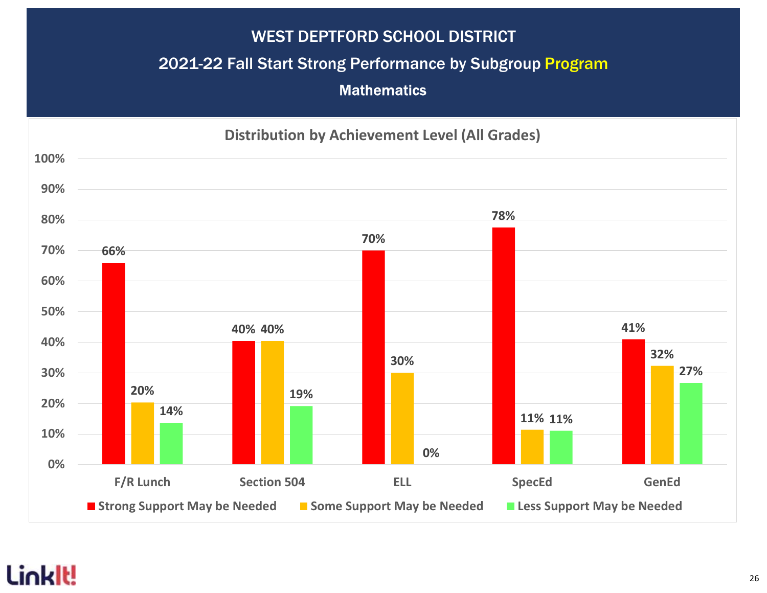# WEST DEPTFORD SCHOOL DISTRICT

## 2021-22 Fall Start Strong Performance by Subgroup Program

### Mathematics

**Distribution by Achievement Level (All Grades)**

| | F/R Lunch | Section 504 | ELL | SpecEd | GenEd |
|---|---|---|---|---|---|
| Strong Support May be Needed | 66% | 40% | 70% | 78% | 41% |
| Some Support May be Needed | 20% | 40% | 30% | 11% | 32% |
| Less Support May be Needed | 14% | 19% | 0% | 11% | 27% |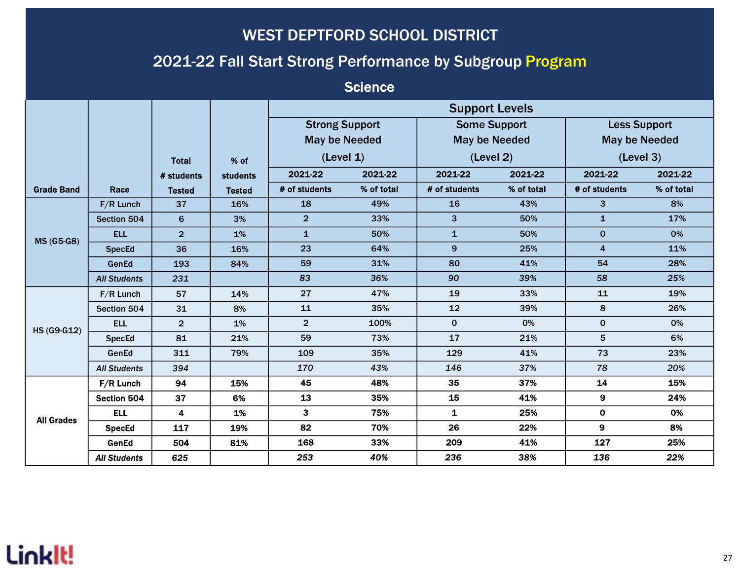# WEST DEPTFORD SCHOOL DISTRICT

## 2021-22 Fall Start Strong Performance by Subgroup Program

### Science

| Grade Band | Race | Total # students Tested | % of students Tested | Support Levels | | | | | |
|---|---|---|---|---|---|---|---|---|---|
| | | | | Strong Support May be Needed (Level 1) | | Some Support May be Needed (Level 2) | | Less Support May be Needed (Level 3) | |
| | | | | 2021-22 | 2021-22 | 2021-22 | 2021-22 | 2021-22 | 2021-22 |
| | | | | # of students | % of total | # of students | % of total | # of students | % of total |
| MS (G5-G8) | F/R Lunch | 37 | 16% | 18 | 49% | 16 | 43% | 3 | 8% |
| | Section 504 | 6 | 3% | 2 | 33% | 3 | 50% | 1 | 17% |
| | ELL | 2 | 1% | 1 | 50% | 1 | 50% | 0 | 0% |
| | SpecEd | 36 | 16% | 23 | 64% | 9 | 25% | 4 | 11% |
| | GenEd | 193 | 84% | 59 | 31% | 80 | 41% | 54 | 28% |
| | *All Students* | *231* | | *83* | *36%* | *90* | *39%* | *58* | *25%* |
| HS (G9-G12) | F/R Lunch | 57 | 14% | 27 | 47% | 19 | 33% | 11 | 19% |
| | Section 504 | 31 | 8% | 11 | 35% | 12 | 39% | 8 | 26% |
| | ELL | 2 | 1% | 2 | 100% | 0 | 0% | 0 | 0% |
| | SpecEd | 81 | 21% | 59 | 73% | 17 | 21% | 5 | 6% |
| | GenEd | 311 | 79% | 109 | 35% | 129 | 41% | 73 | 23% |
| | *All Students* | *394* | | *170* | *43%* | *146* | *37%* | *78* | *20%* |
| All Grades | F/R Lunch | 94 | 15% | 45 | 48% | 35 | 37% | 14 | 15% |
| | Section 504 | 37 | 6% | 13 | 35% | 15 | 41% | 9 | 24% |
| | ELL | 4 | 1% | 3 | 75% | 1 | 25% | 0 | 0% |
| | SpecEd | 117 | 19% | 82 | 70% | 26 | 22% | 9 | 8% |
| | GenEd | 504 | 81% | 168 | 33% | 209 | 41% | 127 | 25% |
| | *All Students* | *625* | | *253* | *40%* | *236* | *38%* | *136* | *22%* |

LinkIt!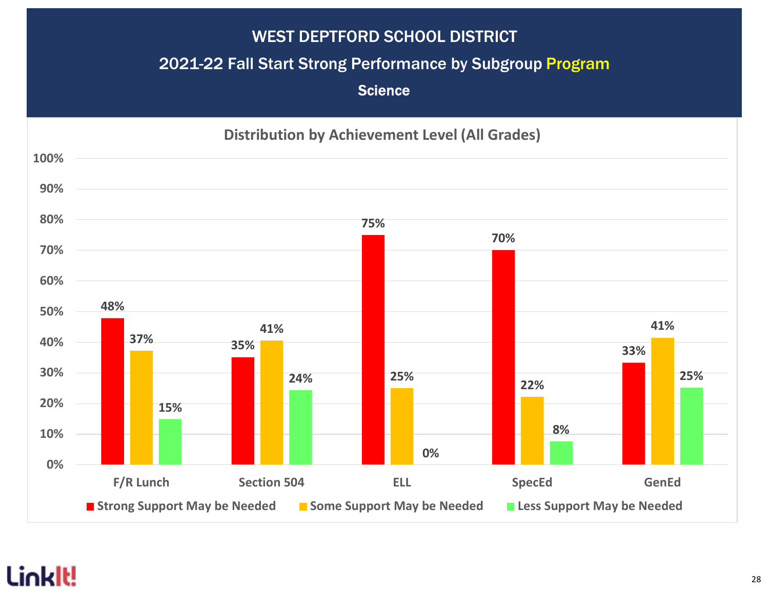# WEST DEPTFORD SCHOOL DISTRICT

## 2021-22 Fall Start Strong Performance by Subgroup Program

### Science

Distribution by Achievement Level (All Grades)

100%
90%
80%
70%
60%
50%
40%
30%
20%
10%
0%

F/R Lunch: 48% 37% 15%
Section 504: 35% 41% 24%
ELL: 75% 25% 0%
SpecEd: 70% 22% 8%
GenEd: 33% 41% 25%

Strong Support May be Needed
Some Support May be Needed
Less Support May be Needed

LinkIt!